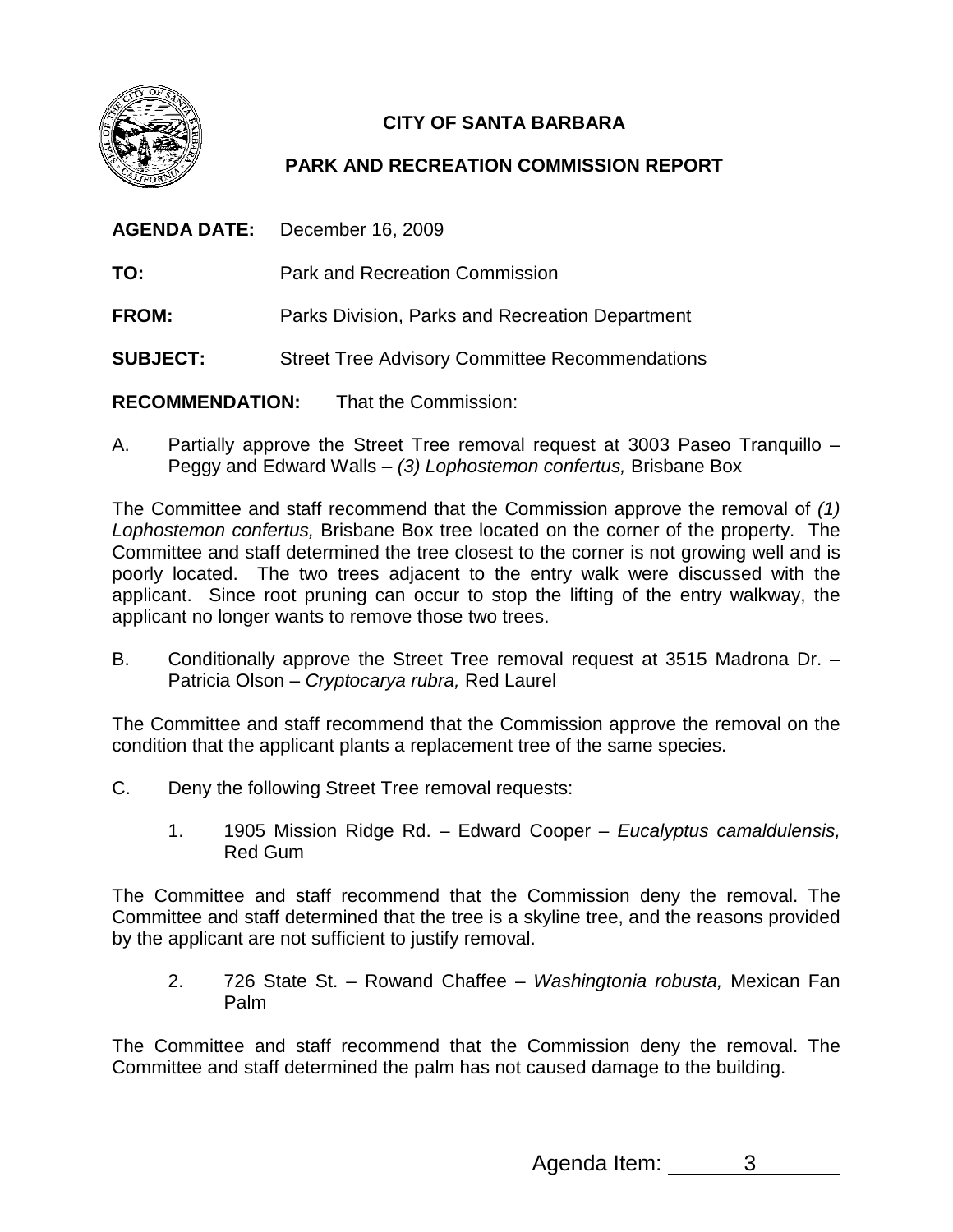**CITY OF SANTA BARBARA**

**PARK AND RECREATION COMMISSION REPORT**

**AGENDA DATE:** December 16, 2009

**TO:** Park and Recreation Commission

**FROM:** Parks Division, Parks and Recreation Department

**SUBJECT:** Street Tree Advisory Committee Recommendations

**RECOMMENDATION:** That the Commission:

A. Partially approve the Street Tree removal request at 3003 Paseo Tranquillo – Peggy and Edward Walls – *(3) Lophostemon confertus,* Brisbane Box

The Committee and staff recommend that the Commission approve the removal of *(1) Lophostemon confertus,* Brisbane Box tree located on the corner of the property. The Committee and staff determined the tree closest to the corner is not growing well and is poorly located. The two trees adjacent to the entry walk were discussed with the applicant. Since root pruning can occur to stop the lifting of the entry walkway, the applicant no longer wants to remove those two trees.

B. Conditionally approve the Street Tree removal request at 3515 Madrona Dr. – Patricia Olson – *Cryptocarya rubra,* Red Laurel

The Committee and staff recommend that the Commission approve the removal on the condition that the applicant plants a replacement tree of the same species.

C. Deny the following Street Tree removal requests:

1. 1905 Mission Ridge Rd. – Edward Cooper – *Eucalyptus camaldulensis,* Red Gum

The Committee and staff recommend that the Commission deny the removal. The Committee and staff determined that the tree is a skyline tree, and the reasons provided by the applicant are not sufficient to justify removal.

2. 726 State St. – Rowand Chaffee – *Washingtonia robusta,* Mexican Fan Palm

The Committee and staff recommend that the Commission deny the removal. The Committee and staff determined the palm has not caused damage to the building.

Agenda Item: 3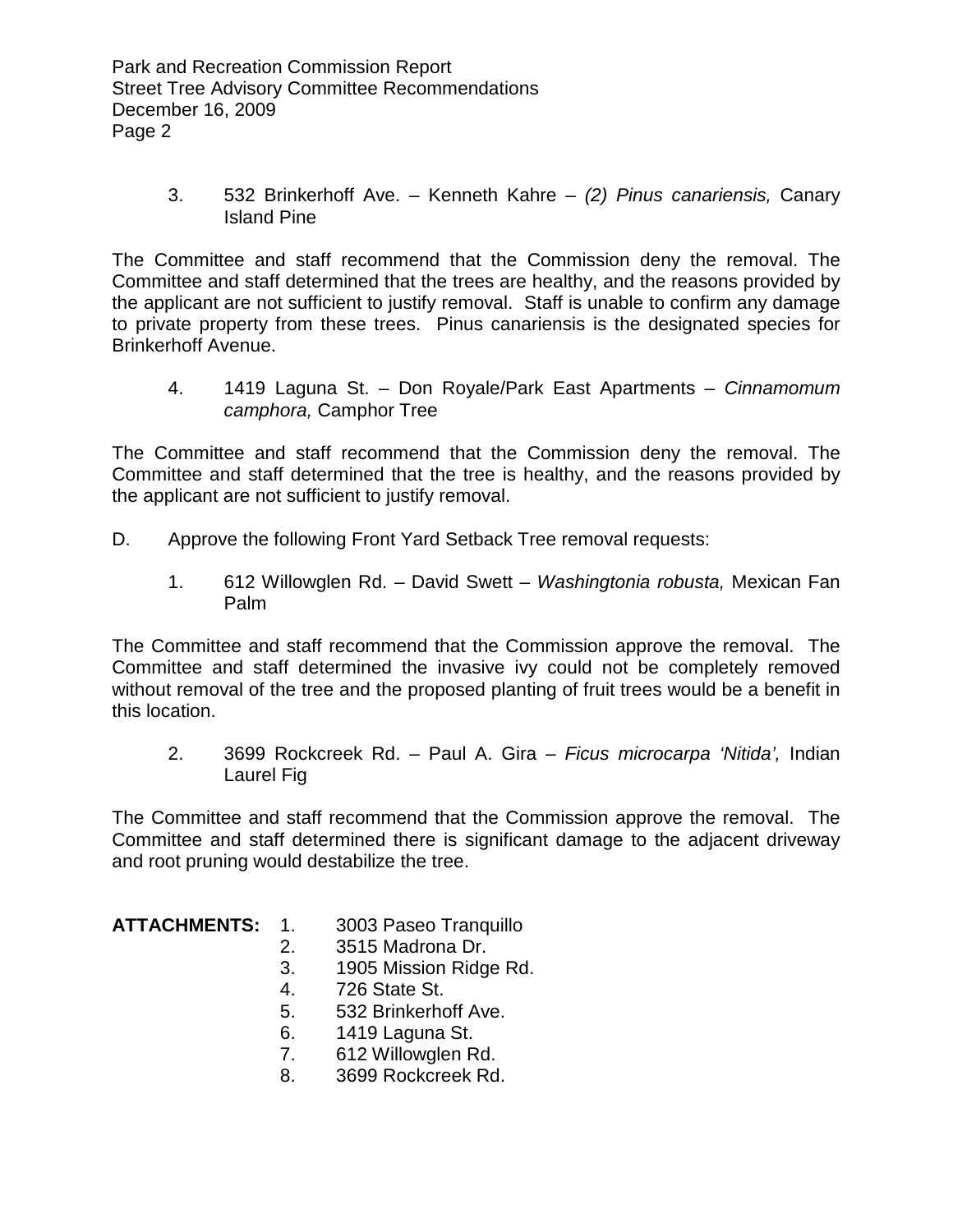3. 532 Brinkerhoff Ave. – Kenneth Kahre – *(2) Pinus canariensis,* Canary Island Pine

The Committee and staff recommend that the Commission deny the removal. The Committee and staff determined that the trees are healthy, and the reasons provided by the applicant are not sufficient to justify removal. Staff is unable to confirm any damage to private property from these trees. Pinus canariensis is the designated species for Brinkerhoff Avenue.

4. 1419 Laguna St. – Don Royale/Park East Apartments – *Cinnamomum camphora,* Camphor Tree

The Committee and staff recommend that the Commission deny the removal. The Committee and staff determined that the tree is healthy, and the reasons provided by the applicant are not sufficient to justify removal.

D. Approve the following Front Yard Setback Tree removal requests:

1. 612 Willowglen Rd. – David Swett – *Washingtonia robusta,* Mexican Fan Palm

The Committee and staff recommend that the Commission approve the removal. The Committee and staff determined the invasive ivy could not be completely removed without removal of the tree and the proposed planting of fruit trees would be a benefit in this location.

2. 3699 Rockcreek Rd. – Paul A. Gira – *Ficus microcarpa 'Nitida',* Indian Laurel Fig

The Committee and staff recommend that the Commission approve the removal. The Committee and staff determined there is significant damage to the adjacent driveway and root pruning would destabilize the tree.

**ATTACHMENTS:**

1. 3003 Paseo Tranquillo
2. 3515 Madrona Dr.
3. 1905 Mission Ridge Rd.
4. 726 State St.
5. 532 Brinkerhoff Ave.
6. 1419 Laguna St.
7. 612 Willowglen Rd.
8. 3699 Rockcreek Rd.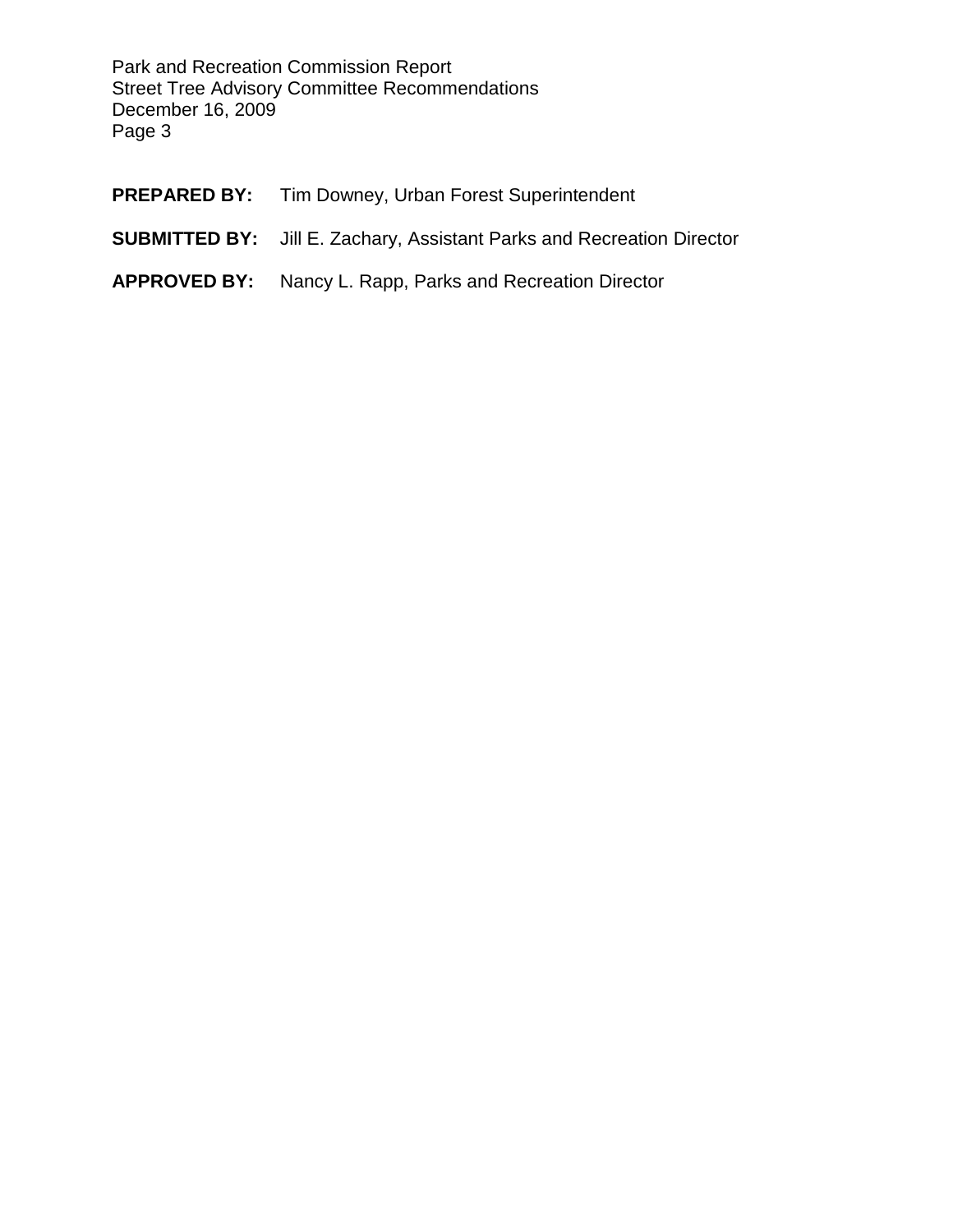**PREPARED BY:** Tim Downey, Urban Forest Superintendent

**SUBMITTED BY:** Jill E. Zachary, Assistant Parks and Recreation Director

**APPROVED BY:** Nancy L. Rapp, Parks and Recreation Director